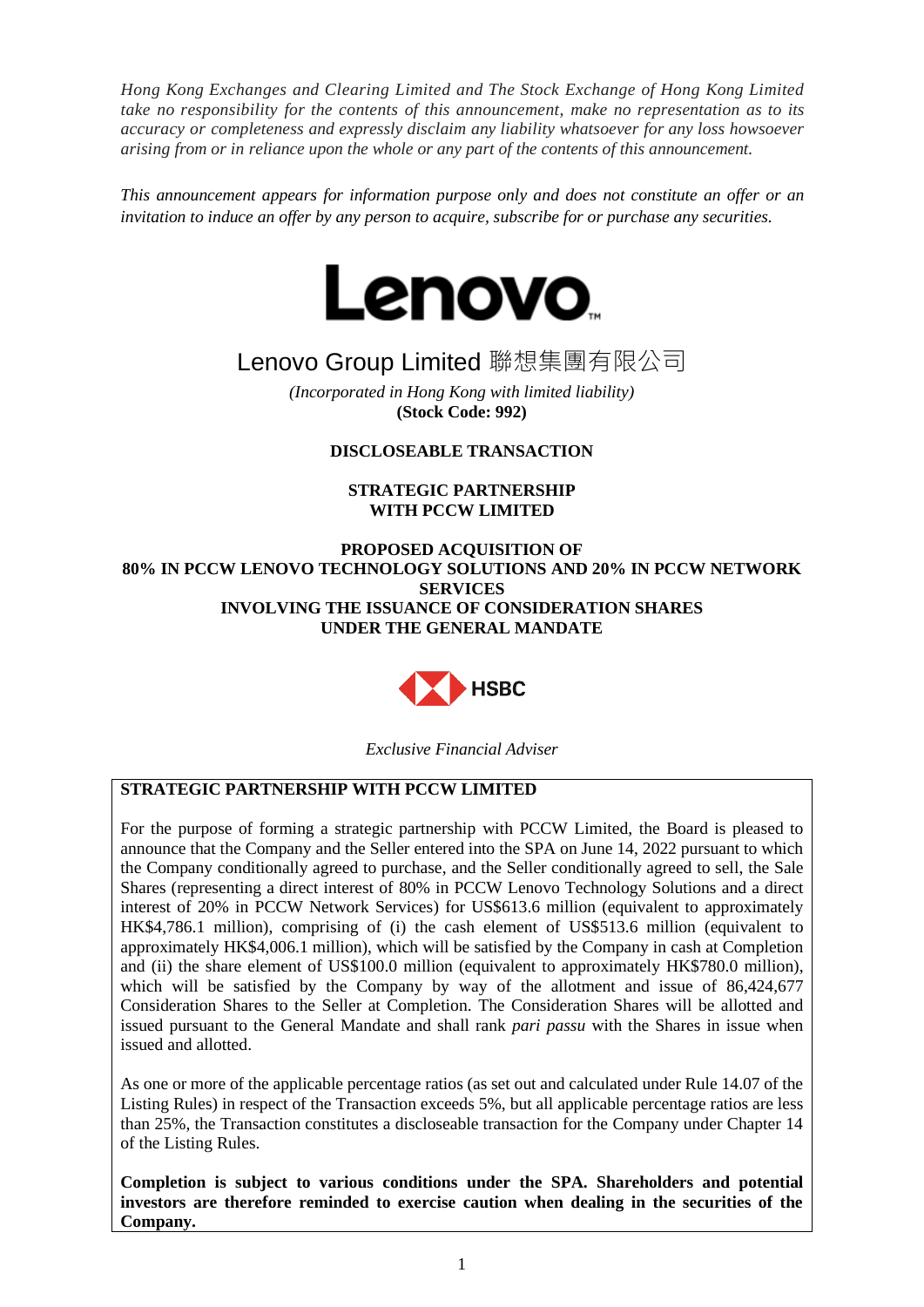*Hong Kong Exchanges and Clearing Limited and The Stock Exchange of Hong Kong Limited take no responsibility for the contents of this announcement, make no representation as to its accuracy or completeness and expressly disclaim any liability whatsoever for any loss howsoever arising from or in reliance upon the whole or any part of the contents of this announcement.*

*This announcement appears for information purpose only and does not constitute an offer or an invitation to induce an offer by any person to acquire, subscribe for or purchase any securities.*

# Lenovo

## Lenovo Group Limited 聯想集團有限公司

*(Incorporated in Hong Kong with limited liability)*
**(Stock Code: 992)**

**DISCLOSEABLE TRANSACTION**

**STRATEGIC PARTNERSHIP WITH PCCW LIMITED**

**PROPOSED ACQUISITION OF 80% IN PCCW LENOVO TECHNOLOGY SOLUTIONS AND 20% IN PCCW NETWORK SERVICES INVOLVING THE ISSUANCE OF CONSIDERATION SHARES UNDER THE GENERAL MANDATE**

HSBC

*Exclusive Financial Adviser*

**STRATEGIC PARTNERSHIP WITH PCCW LIMITED**

For the purpose of forming a strategic partnership with PCCW Limited, the Board is pleased to announce that the Company and the Seller entered into the SPA on June 14, 2022 pursuant to which the Company conditionally agreed to purchase, and the Seller conditionally agreed to sell, the Sale Shares (representing a direct interest of 80% in PCCW Lenovo Technology Solutions and a direct interest of 20% in PCCW Network Services) for US$613.6 million (equivalent to approximately HK$4,786.1 million), comprising of (i) the cash element of US$513.6 million (equivalent to approximately HK$4,006.1 million), which will be satisfied by the Company in cash at Completion and (ii) the share element of US$100.0 million (equivalent to approximately HK$780.0 million), which will be satisfied by the Company by way of the allotment and issue of 86,424,677 Consideration Shares to the Seller at Completion. The Consideration Shares will be allotted and issued pursuant to the General Mandate and shall rank *pari passu* with the Shares in issue when issued and allotted.

As one or more of the applicable percentage ratios (as set out and calculated under Rule 14.07 of the Listing Rules) in respect of the Transaction exceeds 5%, but all applicable percentage ratios are less than 25%, the Transaction constitutes a discloseable transaction for the Company under Chapter 14 of the Listing Rules.

**Completion is subject to various conditions under the SPA. Shareholders and potential investors are therefore reminded to exercise caution when dealing in the securities of the Company.**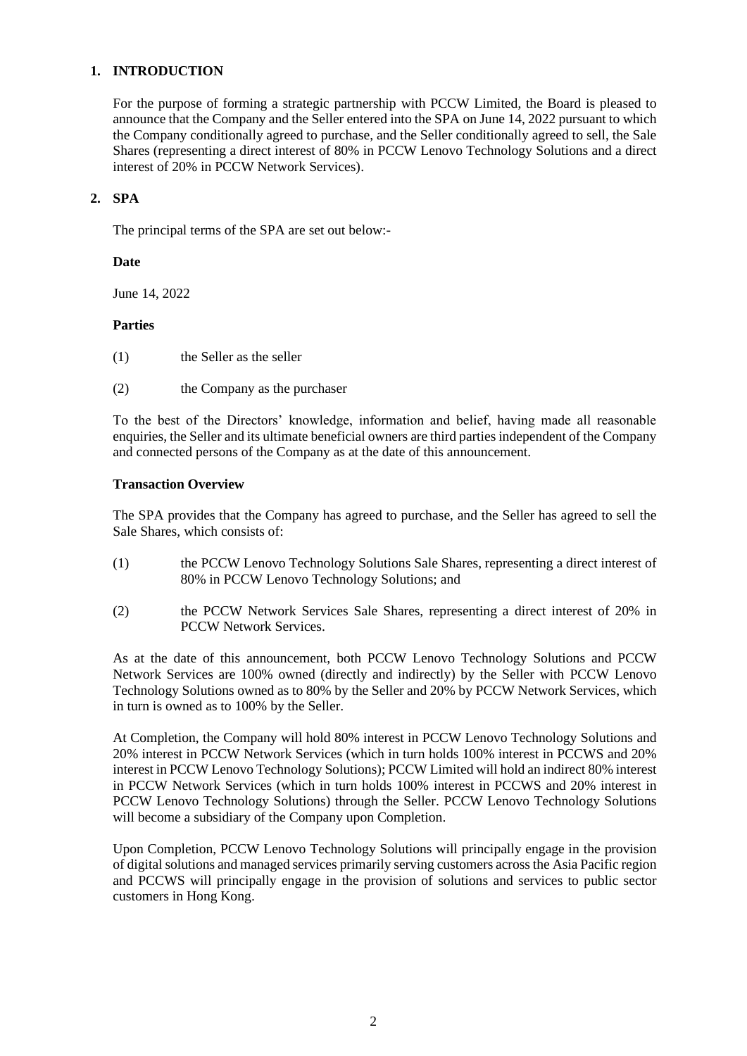## 1. INTRODUCTION

For the purpose of forming a strategic partnership with PCCW Limited, the Board is pleased to announce that the Company and the Seller entered into the SPA on June 14, 2022 pursuant to which the Company conditionally agreed to purchase, and the Seller conditionally agreed to sell, the Sale Shares (representing a direct interest of 80% in PCCW Lenovo Technology Solutions and a direct interest of 20% in PCCW Network Services).

## 2. SPA

The principal terms of the SPA are set out below:-

**Date**

June 14, 2022

**Parties**

(1) the Seller as the seller

(2) the Company as the purchaser

To the best of the Directors' knowledge, information and belief, having made all reasonable enquiries, the Seller and its ultimate beneficial owners are third parties independent of the Company and connected persons of the Company as at the date of this announcement.

**Transaction Overview**

The SPA provides that the Company has agreed to purchase, and the Seller has agreed to sell the Sale Shares, which consists of:

(1) the PCCW Lenovo Technology Solutions Sale Shares, representing a direct interest of 80% in PCCW Lenovo Technology Solutions; and

(2) the PCCW Network Services Sale Shares, representing a direct interest of 20% in PCCW Network Services.

As at the date of this announcement, both PCCW Lenovo Technology Solutions and PCCW Network Services are 100% owned (directly and indirectly) by the Seller with PCCW Lenovo Technology Solutions owned as to 80% by the Seller and 20% by PCCW Network Services, which in turn is owned as to 100% by the Seller.

At Completion, the Company will hold 80% interest in PCCW Lenovo Technology Solutions and 20% interest in PCCW Network Services (which in turn holds 100% interest in PCCWS and 20% interest in PCCW Lenovo Technology Solutions); PCCW Limited will hold an indirect 80% interest in PCCW Network Services (which in turn holds 100% interest in PCCWS and 20% interest in PCCW Lenovo Technology Solutions) through the Seller. PCCW Lenovo Technology Solutions will become a subsidiary of the Company upon Completion.

Upon Completion, PCCW Lenovo Technology Solutions will principally engage in the provision of digital solutions and managed services primarily serving customers across the Asia Pacific region and PCCWS will principally engage in the provision of solutions and services to public sector customers in Hong Kong.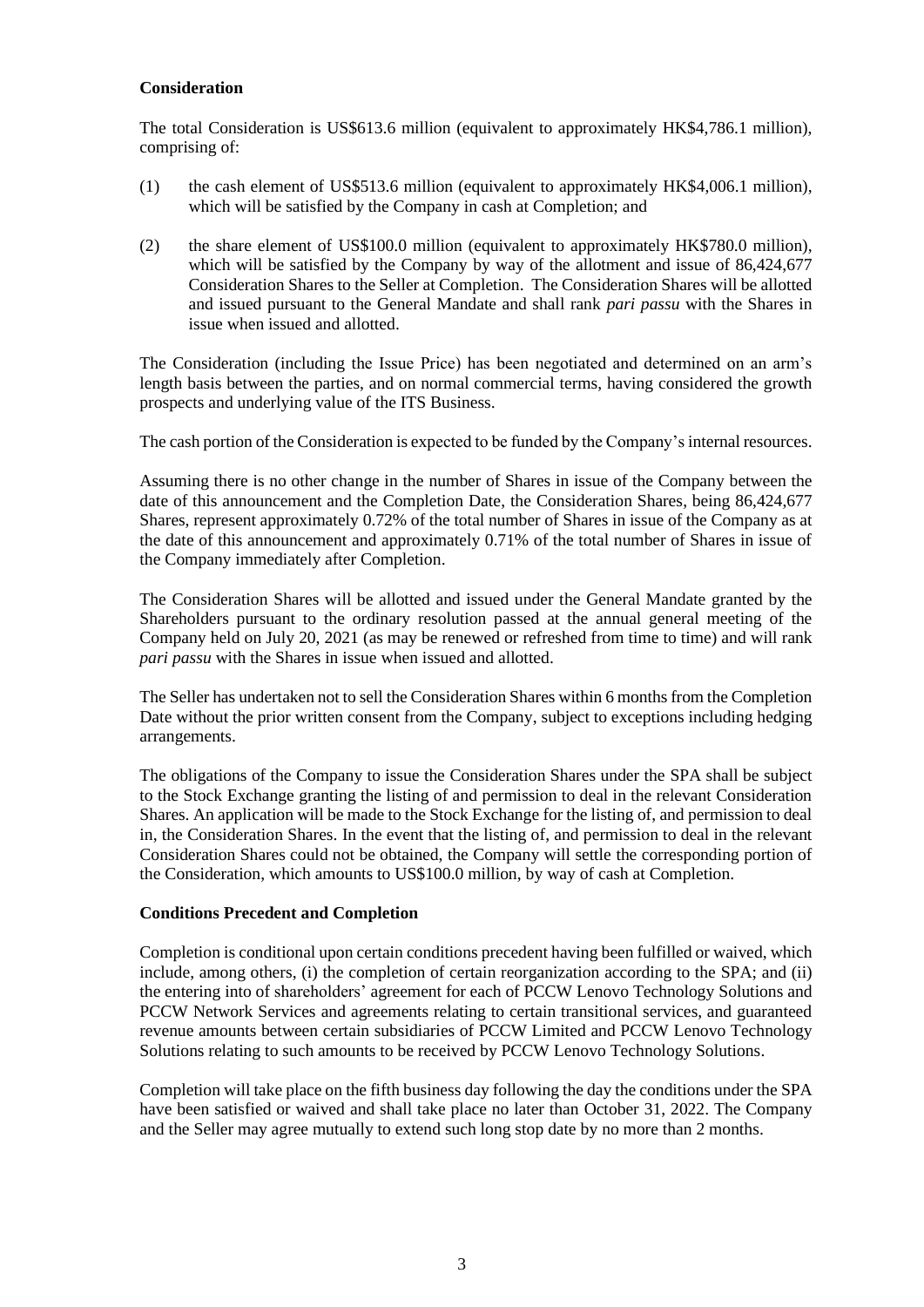**Consideration**

The total Consideration is US$613.6 million (equivalent to approximately HK$4,786.1 million), comprising of:

(1) the cash element of US$513.6 million (equivalent to approximately HK$4,006.1 million), which will be satisfied by the Company in cash at Completion; and

(2) the share element of US$100.0 million (equivalent to approximately HK$780.0 million), which will be satisfied by the Company by way of the allotment and issue of 86,424,677 Consideration Shares to the Seller at Completion. The Consideration Shares will be allotted and issued pursuant to the General Mandate and shall rank *pari passu* with the Shares in issue when issued and allotted.

The Consideration (including the Issue Price) has been negotiated and determined on an arm's length basis between the parties, and on normal commercial terms, having considered the growth prospects and underlying value of the ITS Business.

The cash portion of the Consideration is expected to be funded by the Company's internal resources.

Assuming there is no other change in the number of Shares in issue of the Company between the date of this announcement and the Completion Date, the Consideration Shares, being 86,424,677 Shares, represent approximately 0.72% of the total number of Shares in issue of the Company as at the date of this announcement and approximately 0.71% of the total number of Shares in issue of the Company immediately after Completion.

The Consideration Shares will be allotted and issued under the General Mandate granted by the Shareholders pursuant to the ordinary resolution passed at the annual general meeting of the Company held on July 20, 2021 (as may be renewed or refreshed from time to time) and will rank *pari passu* with the Shares in issue when issued and allotted.

The Seller has undertaken not to sell the Consideration Shares within 6 months from the Completion Date without the prior written consent from the Company, subject to exceptions including hedging arrangements.

The obligations of the Company to issue the Consideration Shares under the SPA shall be subject to the Stock Exchange granting the listing of and permission to deal in the relevant Consideration Shares. An application will be made to the Stock Exchange for the listing of, and permission to deal in, the Consideration Shares. In the event that the listing of, and permission to deal in the relevant Consideration Shares could not be obtained, the Company will settle the corresponding portion of the Consideration, which amounts to US$100.0 million, by way of cash at Completion.

**Conditions Precedent and Completion**

Completion is conditional upon certain conditions precedent having been fulfilled or waived, which include, among others, (i) the completion of certain reorganization according to the SPA; and (ii) the entering into of shareholders' agreement for each of PCCW Lenovo Technology Solutions and PCCW Network Services and agreements relating to certain transitional services, and guaranteed revenue amounts between certain subsidiaries of PCCW Limited and PCCW Lenovo Technology Solutions relating to such amounts to be received by PCCW Lenovo Technology Solutions.

Completion will take place on the fifth business day following the day the conditions under the SPA have been satisfied or waived and shall take place no later than October 31, 2022. The Company and the Seller may agree mutually to extend such long stop date by no more than 2 months.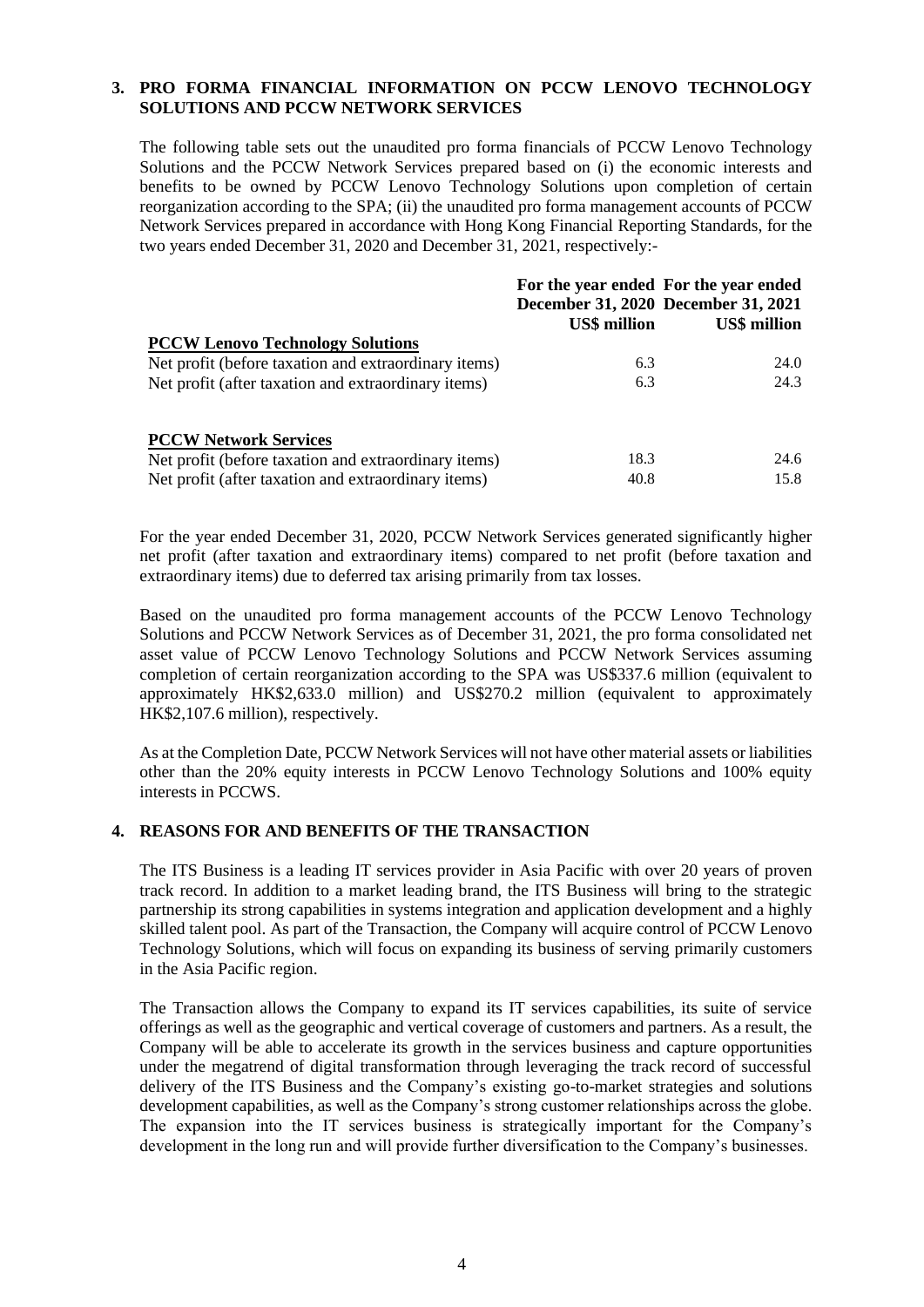## 3. PRO FORMA FINANCIAL INFORMATION ON PCCW LENOVO TECHNOLOGY SOLUTIONS AND PCCW NETWORK SERVICES

The following table sets out the unaudited pro forma financials of PCCW Lenovo Technology Solutions and the PCCW Network Services prepared based on (i) the economic interests and benefits to be owned by PCCW Lenovo Technology Solutions upon completion of certain reorganization according to the SPA; (ii) the unaudited pro forma management accounts of PCCW Network Services prepared in accordance with Hong Kong Financial Reporting Standards, for the two years ended December 31, 2020 and December 31, 2021, respectively:-

| | For the year ended December 31, 2020 | For the year ended December 31, 2021 |
|---|---|---|
| | US$ million | US$ million |
| **PCCW Lenovo Technology Solutions** | | |
| Net profit (before taxation and extraordinary items) | 6.3 | 24.0 |
| Net profit (after taxation and extraordinary items) | 6.3 | 24.3 |
| **PCCW Network Services** | | |
| Net profit (before taxation and extraordinary items) | 18.3 | 24.6 |
| Net profit (after taxation and extraordinary items) | 40.8 | 15.8 |

For the year ended December 31, 2020, PCCW Network Services generated significantly higher net profit (after taxation and extraordinary items) compared to net profit (before taxation and extraordinary items) due to deferred tax arising primarily from tax losses.

Based on the unaudited pro forma management accounts of the PCCW Lenovo Technology Solutions and PCCW Network Services as of December 31, 2021, the pro forma consolidated net asset value of PCCW Lenovo Technology Solutions and PCCW Network Services assuming completion of certain reorganization according to the SPA was US$337.6 million (equivalent to approximately HK$2,633.0 million) and US$270.2 million (equivalent to approximately HK$2,107.6 million), respectively.

As at the Completion Date, PCCW Network Services will not have other material assets or liabilities other than the 20% equity interests in PCCW Lenovo Technology Solutions and 100% equity interests in PCCWS.

## 4. REASONS FOR AND BENEFITS OF THE TRANSACTION

The ITS Business is a leading IT services provider in Asia Pacific with over 20 years of proven track record. In addition to a market leading brand, the ITS Business will bring to the strategic partnership its strong capabilities in systems integration and application development and a highly skilled talent pool. As part of the Transaction, the Company will acquire control of PCCW Lenovo Technology Solutions, which will focus on expanding its business of serving primarily customers in the Asia Pacific region.

The Transaction allows the Company to expand its IT services capabilities, its suite of service offerings as well as the geographic and vertical coverage of customers and partners. As a result, the Company will be able to accelerate its growth in the services business and capture opportunities under the megatrend of digital transformation through leveraging the track record of successful delivery of the ITS Business and the Company's existing go-to-market strategies and solutions development capabilities, as well as the Company's strong customer relationships across the globe. The expansion into the IT services business is strategically important for the Company's development in the long run and will provide further diversification to the Company's businesses.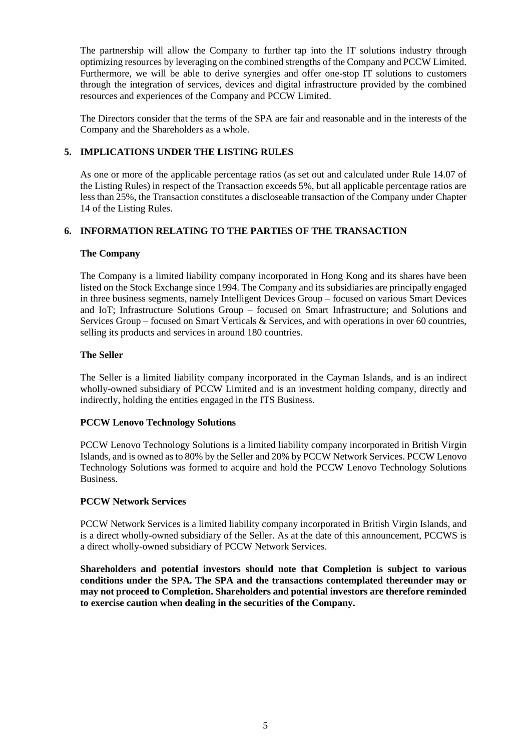The partnership will allow the Company to further tap into the IT solutions industry through optimizing resources by leveraging on the combined strengths of the Company and PCCW Limited. Furthermore, we will be able to derive synergies and offer one-stop IT solutions to customers through the integration of services, devices and digital infrastructure provided by the combined resources and experiences of the Company and PCCW Limited.

The Directors consider that the terms of the SPA are fair and reasonable and in the interests of the Company and the Shareholders as a whole.

## 5. IMPLICATIONS UNDER THE LISTING RULES

As one or more of the applicable percentage ratios (as set out and calculated under Rule 14.07 of the Listing Rules) in respect of the Transaction exceeds 5%, but all applicable percentage ratios are less than 25%, the Transaction constitutes a discloseable transaction of the Company under Chapter 14 of the Listing Rules.

## 6. INFORMATION RELATING TO THE PARTIES OF THE TRANSACTION

**The Company**

The Company is a limited liability company incorporated in Hong Kong and its shares have been listed on the Stock Exchange since 1994. The Company and its subsidiaries are principally engaged in three business segments, namely Intelligent Devices Group – focused on various Smart Devices and IoT; Infrastructure Solutions Group – focused on Smart Infrastructure; and Solutions and Services Group – focused on Smart Verticals & Services, and with operations in over 60 countries, selling its products and services in around 180 countries.

**The Seller**

The Seller is a limited liability company incorporated in the Cayman Islands, and is an indirect wholly-owned subsidiary of PCCW Limited and is an investment holding company, directly and indirectly, holding the entities engaged in the ITS Business.

**PCCW Lenovo Technology Solutions**

PCCW Lenovo Technology Solutions is a limited liability company incorporated in British Virgin Islands, and is owned as to 80% by the Seller and 20% by PCCW Network Services. PCCW Lenovo Technology Solutions was formed to acquire and hold the PCCW Lenovo Technology Solutions Business.

**PCCW Network Services**

PCCW Network Services is a limited liability company incorporated in British Virgin Islands, and is a direct wholly-owned subsidiary of the Seller. As at the date of this announcement, PCCWS is a direct wholly-owned subsidiary of PCCW Network Services.

**Shareholders and potential investors should note that Completion is subject to various conditions under the SPA. The SPA and the transactions contemplated thereunder may or may not proceed to Completion. Shareholders and potential investors are therefore reminded to exercise caution when dealing in the securities of the Company.**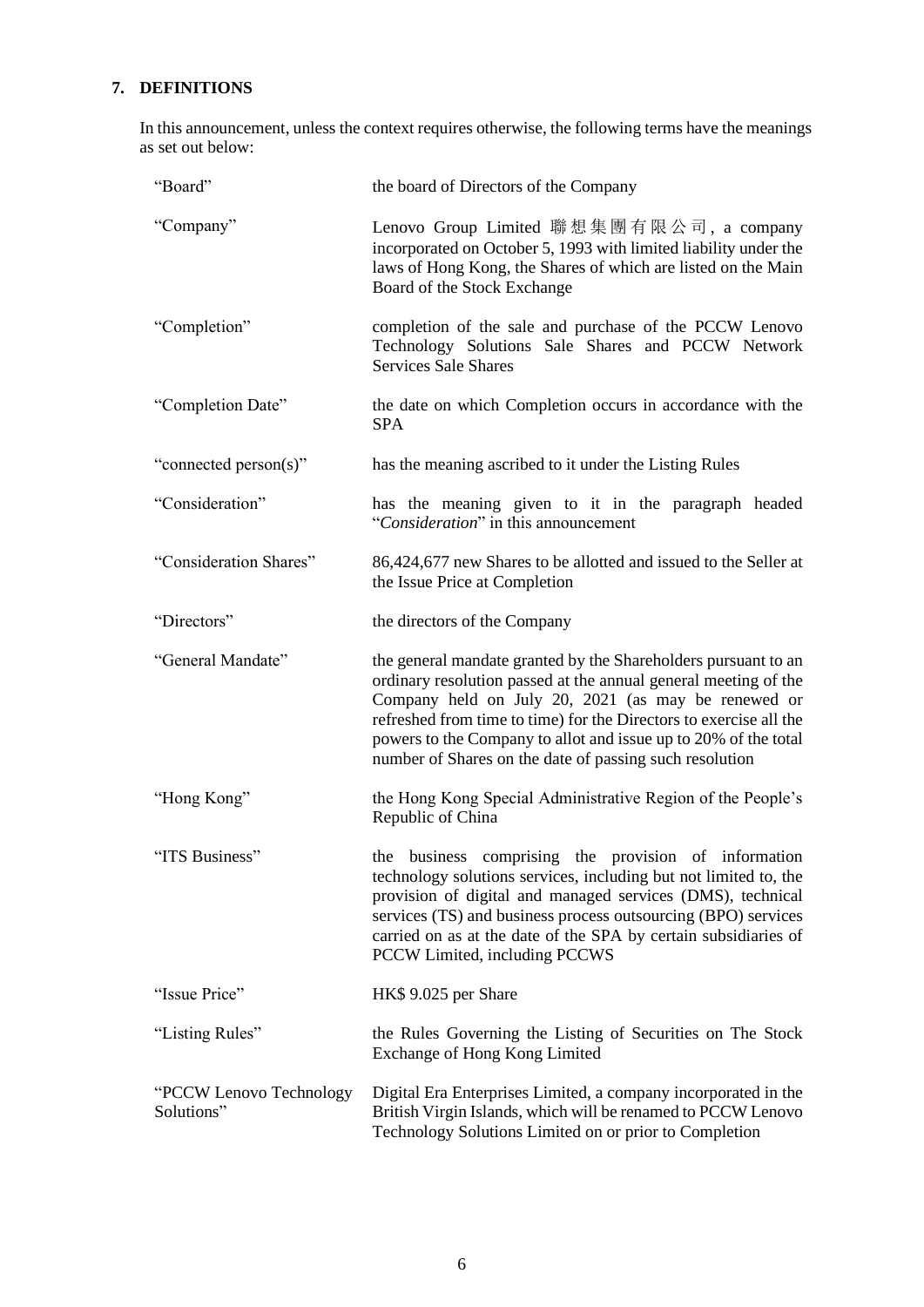## 7. DEFINITIONS

In this announcement, unless the context requires otherwise, the following terms have the meanings as set out below:

| | |
|---|---|
| "Board" | the board of Directors of the Company |
| "Company" | Lenovo Group Limited 聯想集團有限公司, a company incorporated on October 5, 1993 with limited liability under the laws of Hong Kong, the Shares of which are listed on the Main Board of the Stock Exchange |
| "Completion" | completion of the sale and purchase of the PCCW Lenovo Technology Solutions Sale Shares and PCCW Network Services Sale Shares |
| "Completion Date" | the date on which Completion occurs in accordance with the SPA |
| "connected person(s)" | has the meaning ascribed to it under the Listing Rules |
| "Consideration" | has the meaning given to it in the paragraph headed "*Consideration*" in this announcement |
| "Consideration Shares" | 86,424,677 new Shares to be allotted and issued to the Seller at the Issue Price at Completion |
| "Directors" | the directors of the Company |
| "General Mandate" | the general mandate granted by the Shareholders pursuant to an ordinary resolution passed at the annual general meeting of the Company held on July 20, 2021 (as may be renewed or refreshed from time to time) for the Directors to exercise all the powers to the Company to allot and issue up to 20% of the total number of Shares on the date of passing such resolution |
| "Hong Kong" | the Hong Kong Special Administrative Region of the People's Republic of China |
| "ITS Business" | the business comprising the provision of information technology solutions services, including but not limited to, the provision of digital and managed services (DMS), technical services (TS) and business process outsourcing (BPO) services carried on as at the date of the SPA by certain subsidiaries of PCCW Limited, including PCCWS |
| "Issue Price" | HK$ 9.025 per Share |
| "Listing Rules" | the Rules Governing the Listing of Securities on The Stock Exchange of Hong Kong Limited |
| "PCCW Lenovo Technology Solutions" | Digital Era Enterprises Limited, a company incorporated in the British Virgin Islands, which will be renamed to PCCW Lenovo Technology Solutions Limited on or prior to Completion |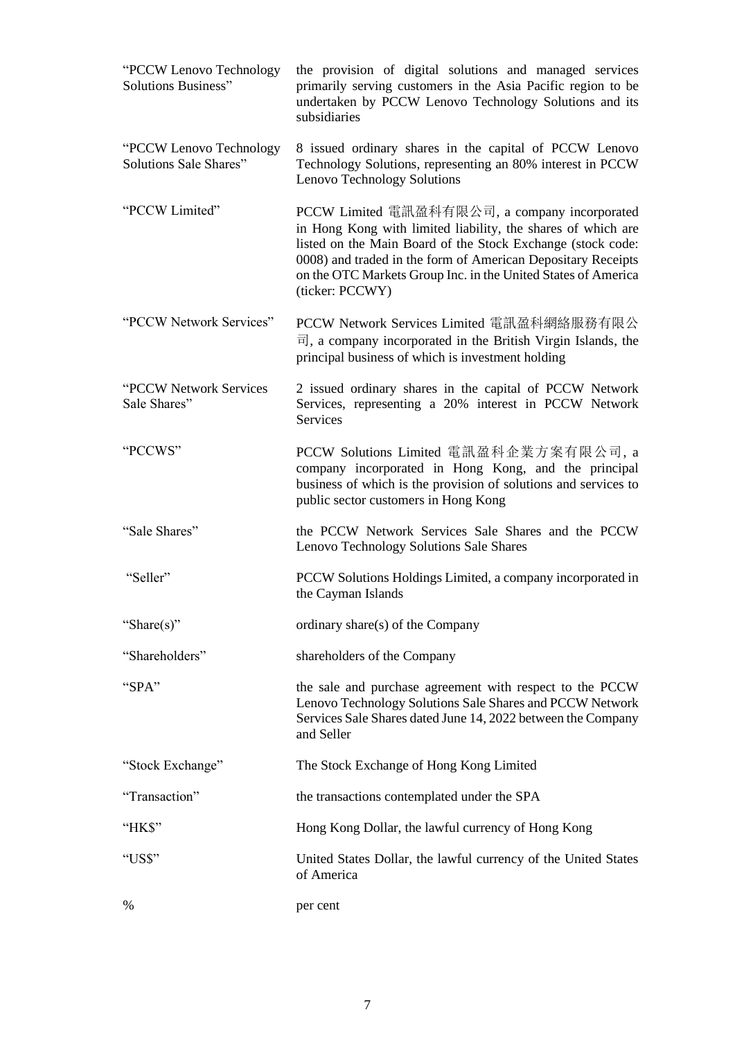| | |
|---|---|
| "PCCW Lenovo Technology Solutions Business" | the provision of digital solutions and managed services primarily serving customers in the Asia Pacific region to be undertaken by PCCW Lenovo Technology Solutions and its subsidiaries |
| "PCCW Lenovo Technology Solutions Sale Shares" | 8 issued ordinary shares in the capital of PCCW Lenovo Technology Solutions, representing an 80% interest in PCCW Lenovo Technology Solutions |
| "PCCW Limited" | PCCW Limited 電訊盈科有限公司, a company incorporated in Hong Kong with limited liability, the shares of which are listed on the Main Board of the Stock Exchange (stock code: 0008) and traded in the form of American Depositary Receipts on the OTC Markets Group Inc. in the United States of America (ticker: PCCWY) |
| "PCCW Network Services" | PCCW Network Services Limited 電訊盈科網絡服務有限公司, a company incorporated in the British Virgin Islands, the principal business of which is investment holding |
| "PCCW Network Services Sale Shares" | 2 issued ordinary shares in the capital of PCCW Network Services, representing a 20% interest in PCCW Network Services |
| "PCCWS" | PCCW Solutions Limited 電訊盈科企業方案有限公司, a company incorporated in Hong Kong, and the principal business of which is the provision of solutions and services to public sector customers in Hong Kong |
| "Sale Shares" | the PCCW Network Services Sale Shares and the PCCW Lenovo Technology Solutions Sale Shares |
| "Seller" | PCCW Solutions Holdings Limited, a company incorporated in the Cayman Islands |
| "Share(s)" | ordinary share(s) of the Company |
| "Shareholders" | shareholders of the Company |
| "SPA" | the sale and purchase agreement with respect to the PCCW Lenovo Technology Solutions Sale Shares and PCCW Network Services Sale Shares dated June 14, 2022 between the Company and Seller |
| "Stock Exchange" | The Stock Exchange of Hong Kong Limited |
| "Transaction" | the transactions contemplated under the SPA |
| "HK$" | Hong Kong Dollar, the lawful currency of Hong Kong |
| "US$" | United States Dollar, the lawful currency of the United States of America |
| % | per cent |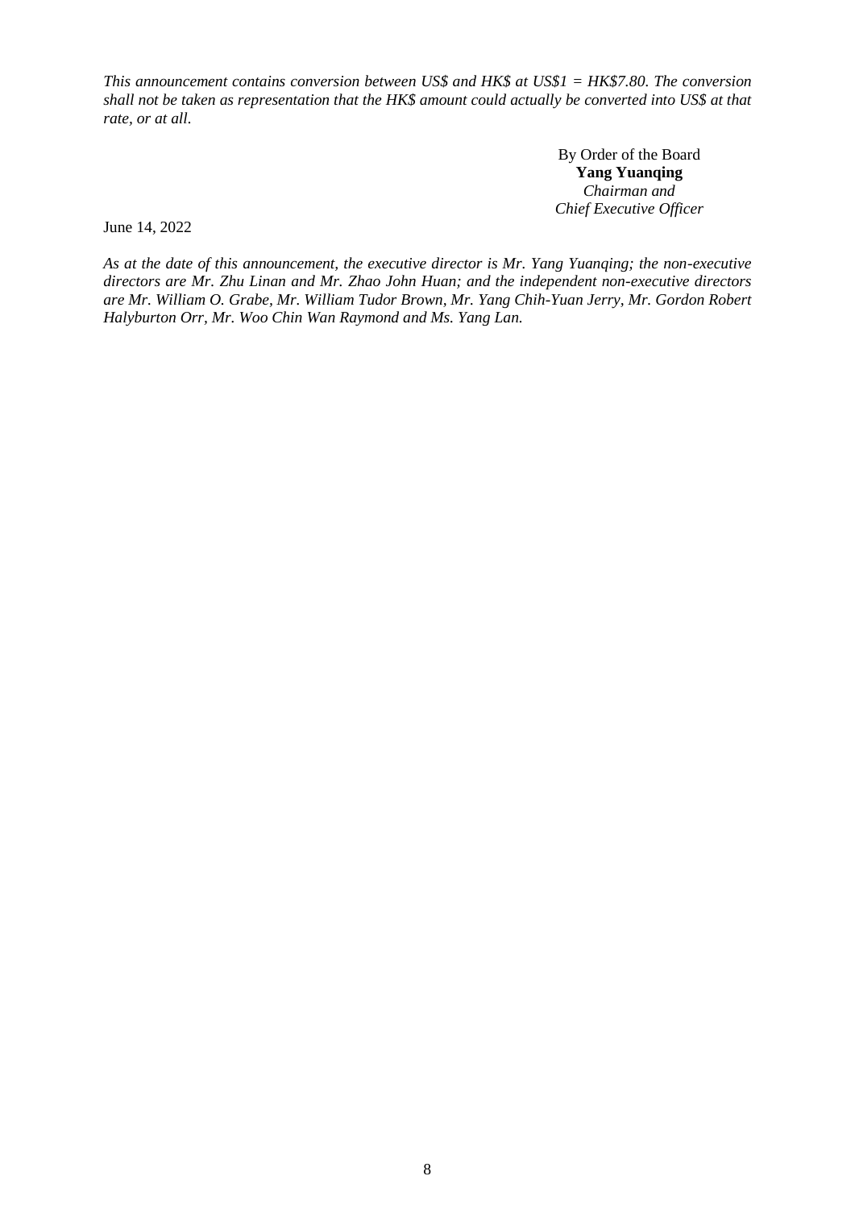*This announcement contains conversion between US$ and HK$ at US$1 = HK$7.80. The conversion shall not be taken as representation that the HK$ amount could actually be converted into US$ at that rate, or at all.*

By Order of the Board
**Yang Yuanqing**
*Chairman and*
*Chief Executive Officer*

June 14, 2022

*As at the date of this announcement, the executive director is Mr. Yang Yuanqing; the non-executive directors are Mr. Zhu Linan and Mr. Zhao John Huan; and the independent non-executive directors are Mr. William O. Grabe, Mr. William Tudor Brown, Mr. Yang Chih-Yuan Jerry, Mr. Gordon Robert Halyburton Orr, Mr. Woo Chin Wan Raymond and Ms. Yang Lan.*